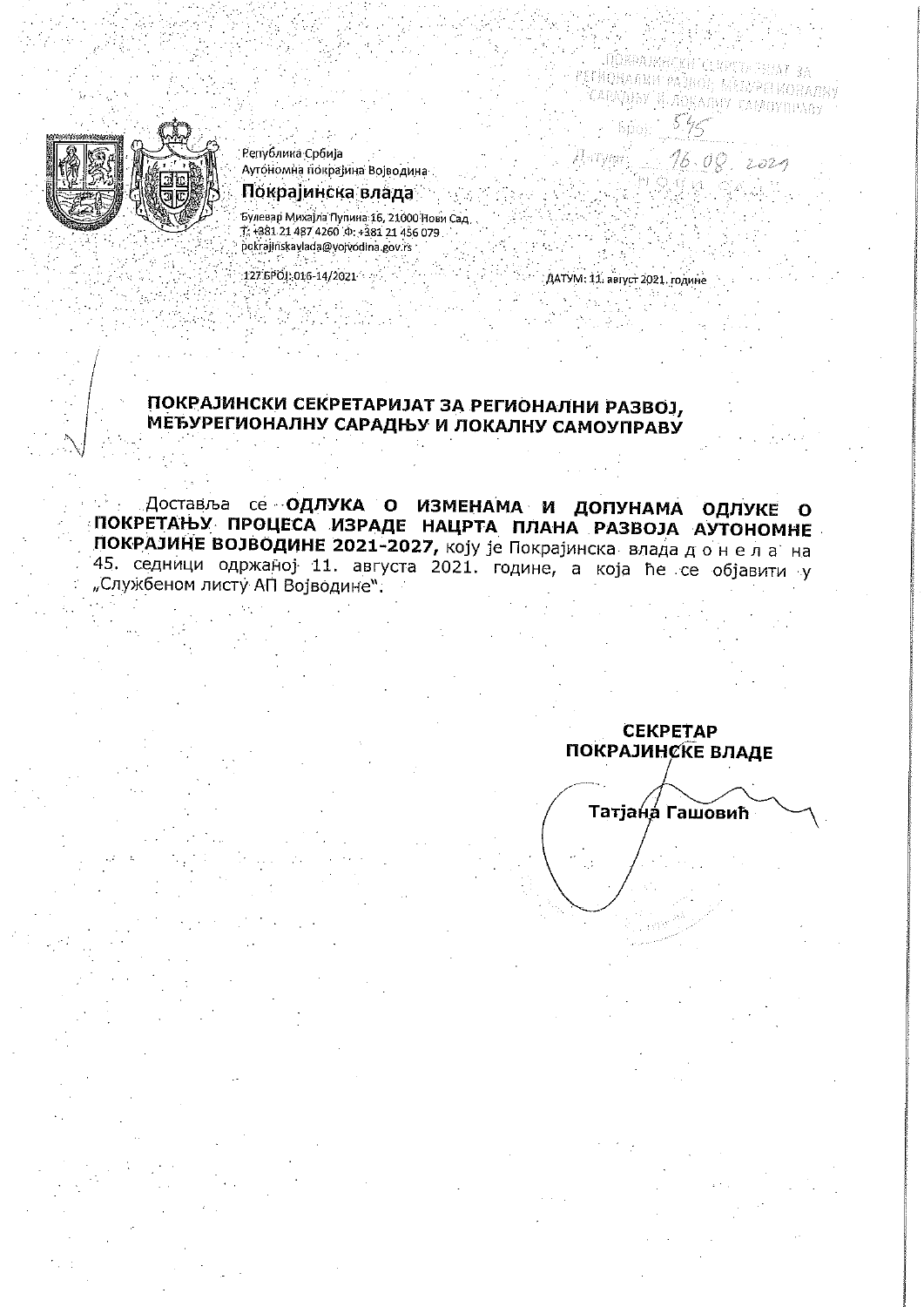Република Србија
Аутономна покрајина Војводина
**Покрајинска влада**

Булевар Михајла Пупина 16, 21000 Нови Сад
Т: +381 21 487 4260 Ф: +381 21 456 079
pokrajinskavlada@vojvodina.gov.rs

127 БРОЈ: 016-14/2021

ДАТУМ: 11. август 2021. године

ПОКРАЈИНСКИ СЕКРЕТАРИЈАТ ЗА РЕГИОНАЛНИ РАЗВОЈ, МЕЂУРЕГИОНАЛНУ САРАДЊУ И ЛОКАЛНУ САМОУПРАВУ
Број: 545
Датум: 16.08.2021

**ПОКРАЈИНСКИ СЕКРЕТАРИЈАТ ЗА РЕГИОНАЛНИ РАЗВОЈ, МЕЂУРЕГИОНАЛНУ САРАДЊУ И ЛОКАЛНУ САМОУПРАВУ**

Доставља се **ОДЛУКА О ИЗМЕНАМА И ДОПУНАМА ОДЛУКЕ О ПОКРЕТАЊУ ПРОЦЕСА ИЗРАДЕ НАЦРТА ПЛАНА РАЗВОЈА АУТОНОМНЕ ПОКРАЈИНЕ ВОЈВОДИНЕ 2021-2027,** коју је Покрајинска влада донела на 45. седници одржаној 11. августа 2021. године, а која ће се објавити у „Службеном листу АП Војводине".

**СЕКРЕТАР**
**ПОКРАЈИНСКЕ ВЛАДЕ**

**Татјана Гашовић**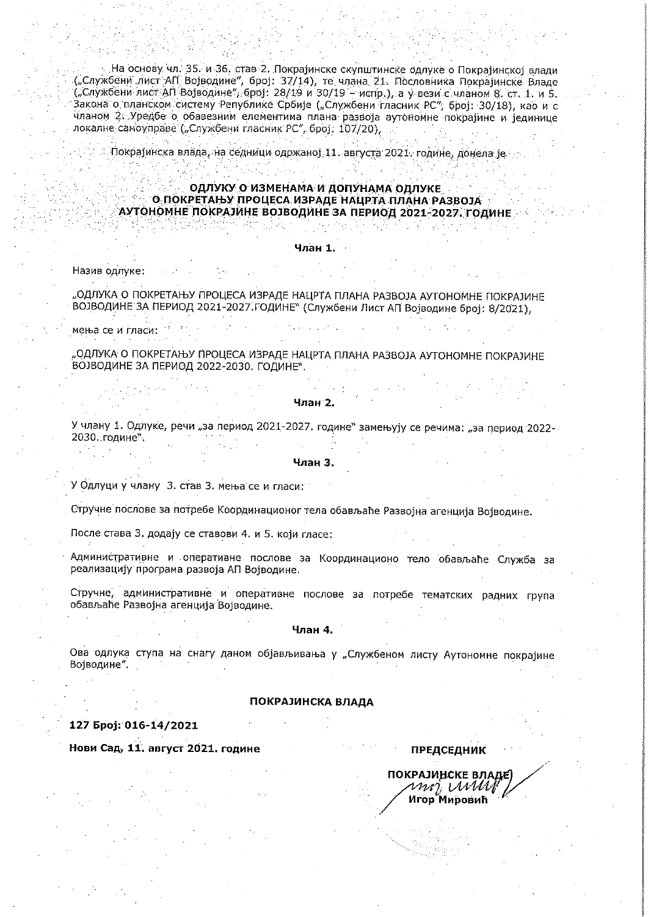На основу чл. 35. и 36. став 2. Покрајинске скупштинске одлуке о Покрајинској влади („Службени лист АП Војводине", број: 37/14), те члана 21. Пословника Покрајинске Владе („Службени лист АП Војводине", број: 28/19 и 30/19 – испр.), а у вези с чланом 8. ст. 1. и 5. Закона о планском систему Републике Србије („Службени гласник РС", број: 30/18), као и с чланом 2. Уредбе о обавезним елементима плана развоја аутономне покрајине и јединице локалне самоуправе („Службени гласник РС", број: 107/20),

Покрајинска влада, на седници одржаној 11. августа 2021. године, донела је

## ОДЛУКУ О ИЗМЕНАМА И ДОПУНАМА ОДЛУКЕ О ПОКРЕТАЊУ ПРОЦЕСА ИЗРАДЕ НАЦРТА ПЛАНА РАЗВОЈА АУТОНОМНЕ ПОКРАЈИНЕ ВОЈВОДИНЕ ЗА ПЕРИОД 2021-2027. ГОДИНЕ

**Члан 1.**

Назив одлуке:

„ОДЛУКА О ПОКРЕТАЊУ ПРОЦЕСА ИЗРАДЕ НАЦРТА ПЛАНА РАЗВОЈА АУТОНОМНЕ ПОКРАЈИНЕ ВОЈВОДИНЕ ЗА ПЕРИОД 2021-2027.ГОДИНЕ" (Службени Лист АП Војводине број: 8/2021),

мења се и гласи:

„ОДЛУКА О ПОКРЕТАЊУ ПРОЦЕСА ИЗРАДЕ НАЦРТА ПЛАНА РАЗВОЈА АУТОНОМНЕ ПОКРАЈИНЕ ВОЈВОДИНЕ ЗА ПЕРИОД 2022-2030. ГОДИНЕ".

**Члан 2.**

У члану 1. Одлуке, речи „за период 2021-2027. године" замењују се речима: „за период 2022-2030. године".

**Члан 3.**

У Одлуци у члану 3. став 3. мења се и гласи:

Стручне послове за потребе Координационог тела обављаће Развојна агенција Војводине.

После става 3. додају се ставови 4. и 5. који гласе:

Административне и оперативне послове за Координационо тело обављаће Служба за реализацију програма развоја АП Војводине.

Стручне, административне и оперативне послове за потребе тематских радних група обављаће Развојна агенција Војводине.

**Члан 4.**

Ова одлука ступа на снагу даном објављивања у „Службеном листу Аутономне покрајине Војводине".

**ПОКРАЈИНСКА ВЛАДА**

**127 Број: 016-14/2021**

**Нови Сад, 11. август 2021. године**

**ПРЕДСЕДНИК**

**ПОКРАЈИНСКЕ ВЛАДЕ**

**Игор Мировић**